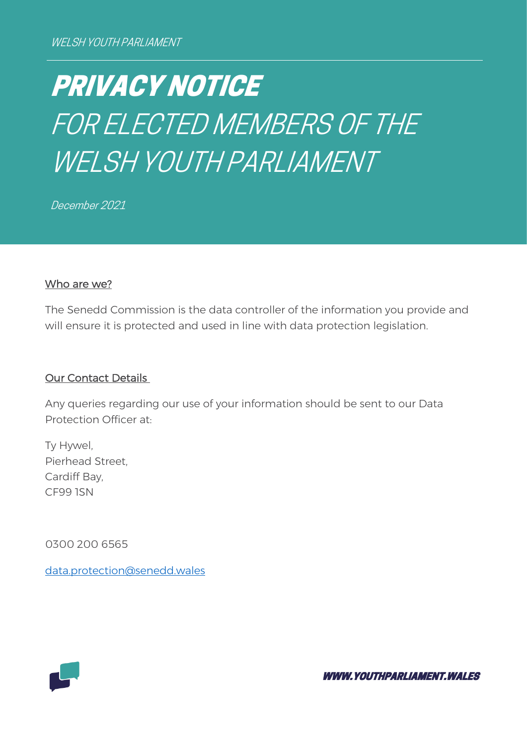WELSH YOUTH PARLIAMENT

# PRIVACY NOTICE

## FOR ELECTED MEMBERS OF THE WELSH YOUTH PARLIAMENT

December 2021

### Who are we?

The Senedd Commission is the data controller of the information you provide and will ensure it is protected and used in line with data protection legislation.

### Our Contact Details

Any queries regarding our use of your information should be sent to our Data Protection Officer at:

Ty Hywel,
Pierhead Street,
Cardiff Bay,
CF99 1SN

0300 200 6565

data.protection@senedd.wales

WWW.YOUTHPARLIAMENT.WALES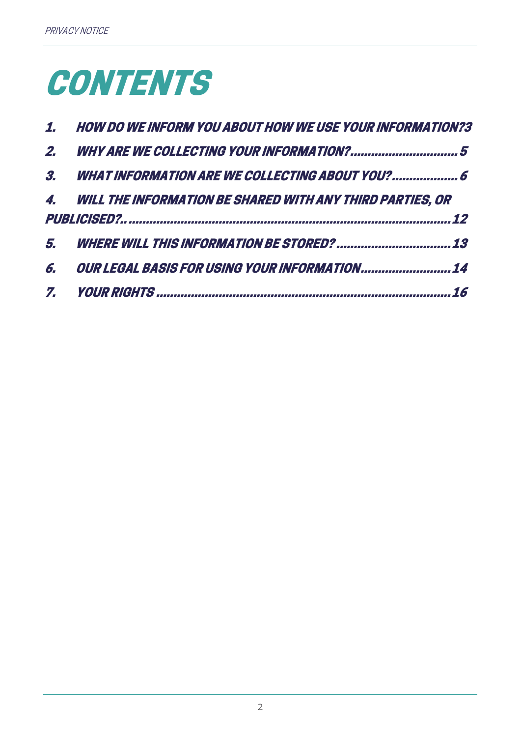# CONTENTS

1. HOW DO WE INFORM YOU ABOUT HOW WE USE YOUR INFORMATION? 3
2. WHY ARE WE COLLECTING YOUR INFORMATION? 5
3. WHAT INFORMATION ARE WE COLLECTING ABOUT YOU? 6
4. WILL THE INFORMATION BE SHARED WITH ANY THIRD PARTIES, OR PUBLICISED? 12
5. WHERE WILL THIS INFORMATION BE STORED? 13
6. OUR LEGAL BASIS FOR USING YOUR INFORMATION 14
7. YOUR RIGHTS 16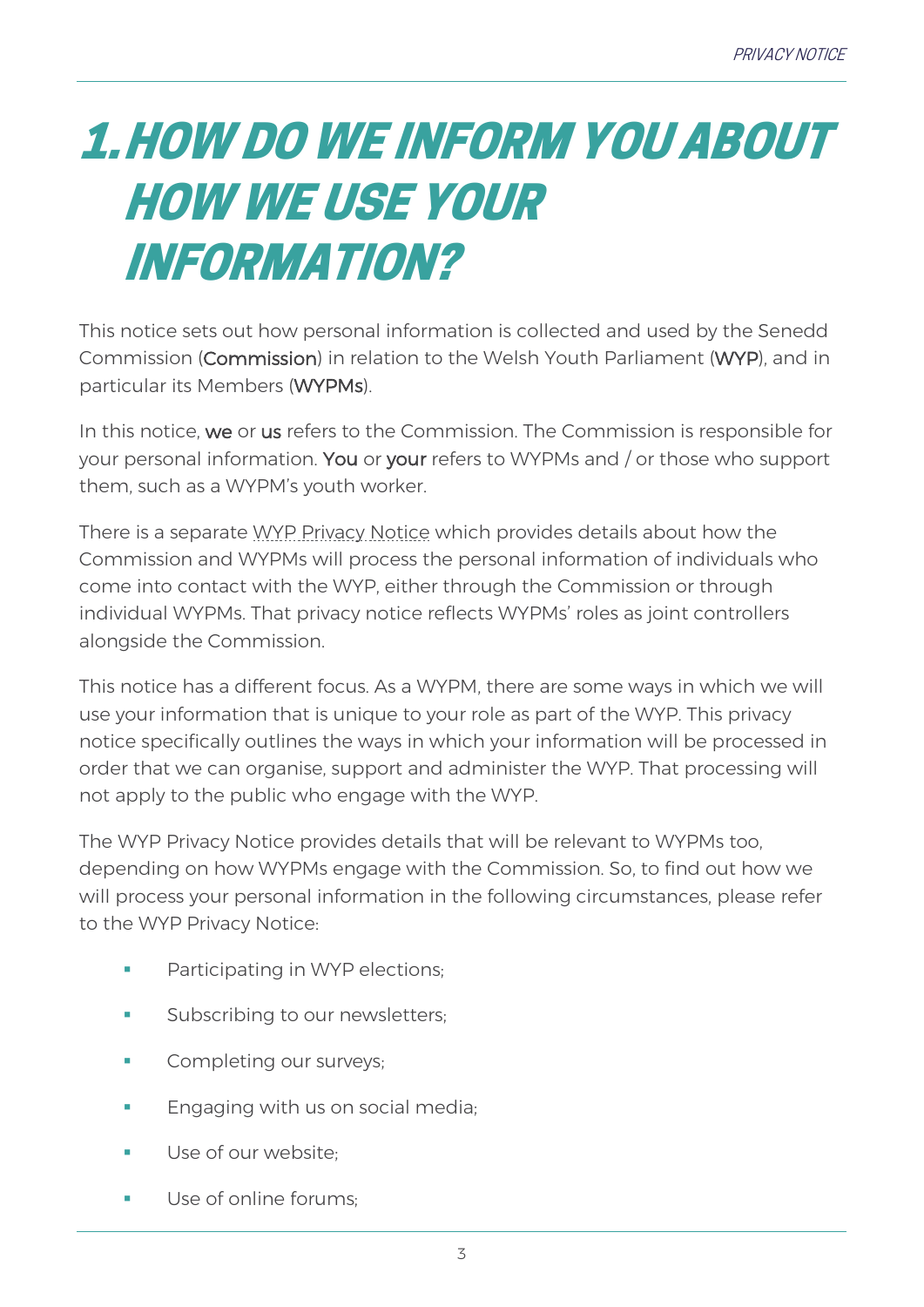# 1. HOW DO WE INFORM YOU ABOUT HOW WE USE YOUR INFORMATION?

This notice sets out how personal information is collected and used by the Senedd Commission (**Commission**) in relation to the Welsh Youth Parliament (**WYP**), and in particular its Members (**WYPMs**).

In this notice, **we** or **us** refers to the Commission. The Commission is responsible for your personal information. **You** or **your** refers to WYPMs and / or those who support them, such as a WYPM's youth worker.

There is a separate WYP Privacy Notice which provides details about how the Commission and WYPMs will process the personal information of individuals who come into contact with the WYP, either through the Commission or through individual WYPMs. That privacy notice reflects WYPMs' roles as joint controllers alongside the Commission.

This notice has a different focus. As a WYPM, there are some ways in which we will use your information that is unique to your role as part of the WYP. This privacy notice specifically outlines the ways in which your information will be processed in order that we can organise, support and administer the WYP. That processing will not apply to the public who engage with the WYP.

The WYP Privacy Notice provides details that will be relevant to WYPMs too, depending on how WYPMs engage with the Commission. So, to find out how we will process your personal information in the following circumstances, please refer to the WYP Privacy Notice:

- Participating in WYP elections;
- Subscribing to our newsletters;
- Completing our surveys;
- Engaging with us on social media;
- Use of our website;
- Use of online forums;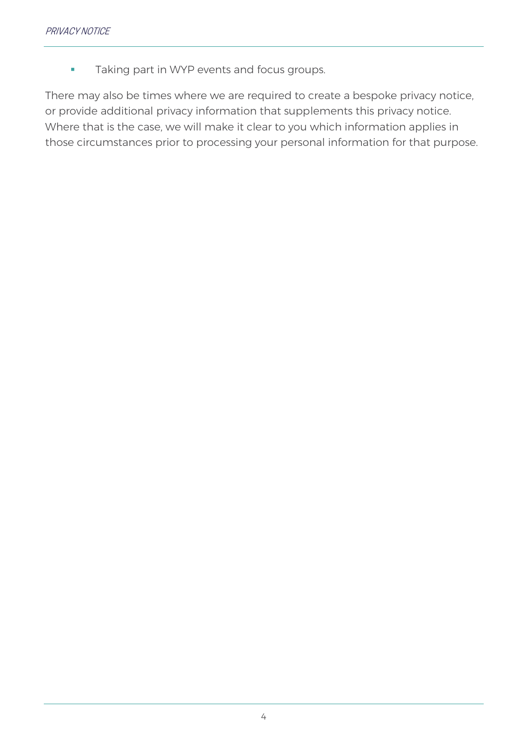- Taking part in WYP events and focus groups.

There may also be times where we are required to create a bespoke privacy notice, or provide additional privacy information that supplements this privacy notice. Where that is the case, we will make it clear to you which information applies in those circumstances prior to processing your personal information for that purpose.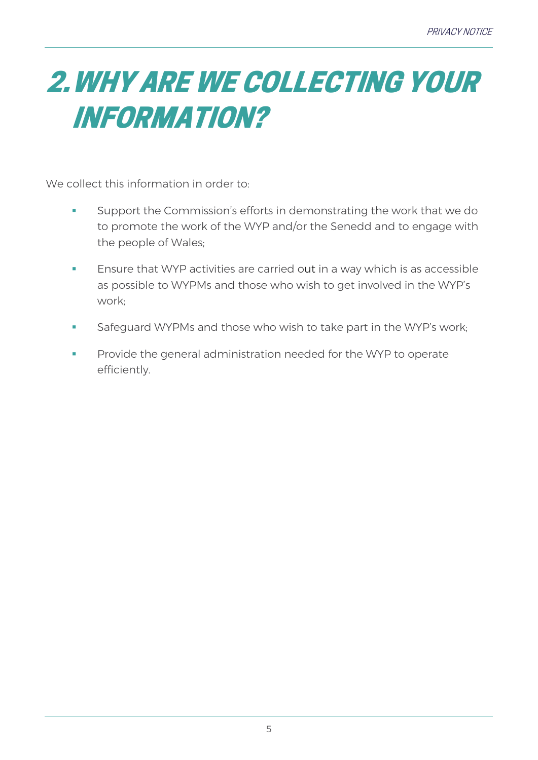# 2. WHY ARE WE COLLECTING YOUR INFORMATION?

We collect this information in order to:

- Support the Commission's efforts in demonstrating the work that we do to promote the work of the WYP and/or the Senedd and to engage with the people of Wales;
- Ensure that WYP activities are carried out in a way which is as accessible as possible to WYPMs and those who wish to get involved in the WYP's work;
- Safeguard WYPMs and those who wish to take part in the WYP's work;
- Provide the general administration needed for the WYP to operate efficiently.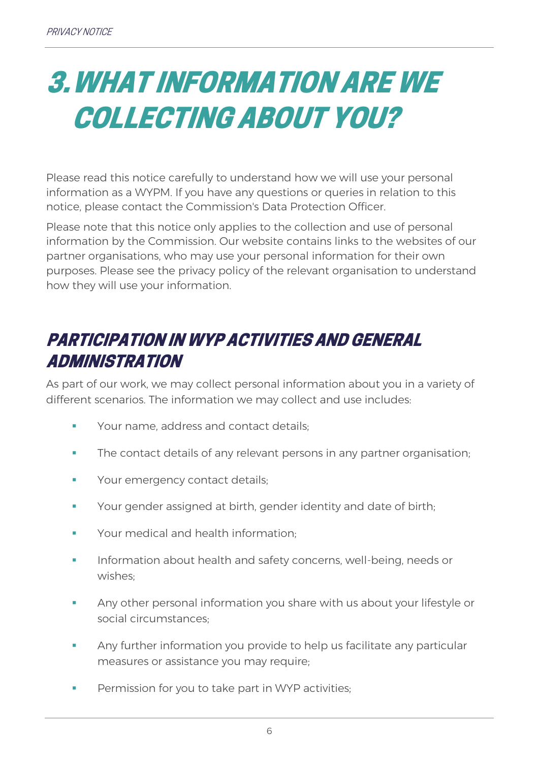# 3. WHAT INFORMATION ARE WE COLLECTING ABOUT YOU?

Please read this notice carefully to understand how we will use your personal information as a WYPM. If you have any questions or queries in relation to this notice, please contact the Commission's Data Protection Officer.

Please note that this notice only applies to the collection and use of personal information by the Commission. Our website contains links to the websites of our partner organisations, who may use your personal information for their own purposes. Please see the privacy policy of the relevant organisation to understand how they will use your information.

## PARTICIPATION IN WYP ACTIVITIES AND GENERAL ADMINISTRATION

As part of our work, we may collect personal information about you in a variety of different scenarios. The information we may collect and use includes:

- Your name, address and contact details;
- The contact details of any relevant persons in any partner organisation;
- Your emergency contact details;
- Your gender assigned at birth, gender identity and date of birth;
- Your medical and health information;
- Information about health and safety concerns, well-being, needs or wishes;
- Any other personal information you share with us about your lifestyle or social circumstances;
- Any further information you provide to help us facilitate any particular measures or assistance you may require;
- Permission for you to take part in WYP activities;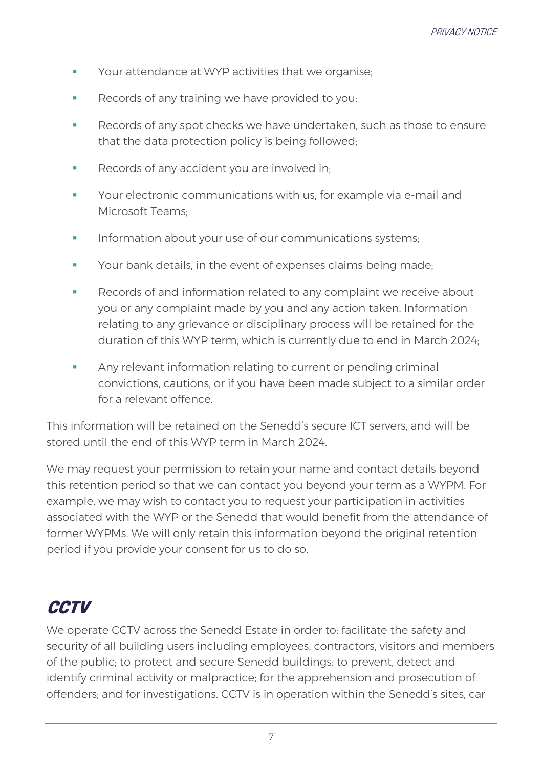- Your attendance at WYP activities that we organise;
- Records of any training we have provided to you;
- Records of any spot checks we have undertaken, such as those to ensure that the data protection policy is being followed;
- Records of any accident you are involved in;
- Your electronic communications with us, for example via e-mail and Microsoft Teams;
- Information about your use of our communications systems;
- Your bank details, in the event of expenses claims being made;
- Records of and information related to any complaint we receive about you or any complaint made by you and any action taken. Information relating to any grievance or disciplinary process will be retained for the duration of this WYP term, which is currently due to end in March 2024;
- Any relevant information relating to current or pending criminal convictions, cautions, or if you have been made subject to a similar order for a relevant offence.

This information will be retained on the Senedd's secure ICT servers, and will be stored until the end of this WYP term in March 2024.

We may request your permission to retain your name and contact details beyond this retention period so that we can contact you beyond your term as a WYPM. For example, we may wish to contact you to request your participation in activities associated with the WYP or the Senedd that would benefit from the attendance of former WYPMs. We will only retain this information beyond the original retention period if you provide your consent for us to do so.

## CCTV

We operate CCTV across the Senedd Estate in order to: facilitate the safety and security of all building users including employees, contractors, visitors and members of the public; to protect and secure Senedd buildings: to prevent, detect and identify criminal activity or malpractice; for the apprehension and prosecution of offenders; and for investigations. CCTV is in operation within the Senedd's sites, car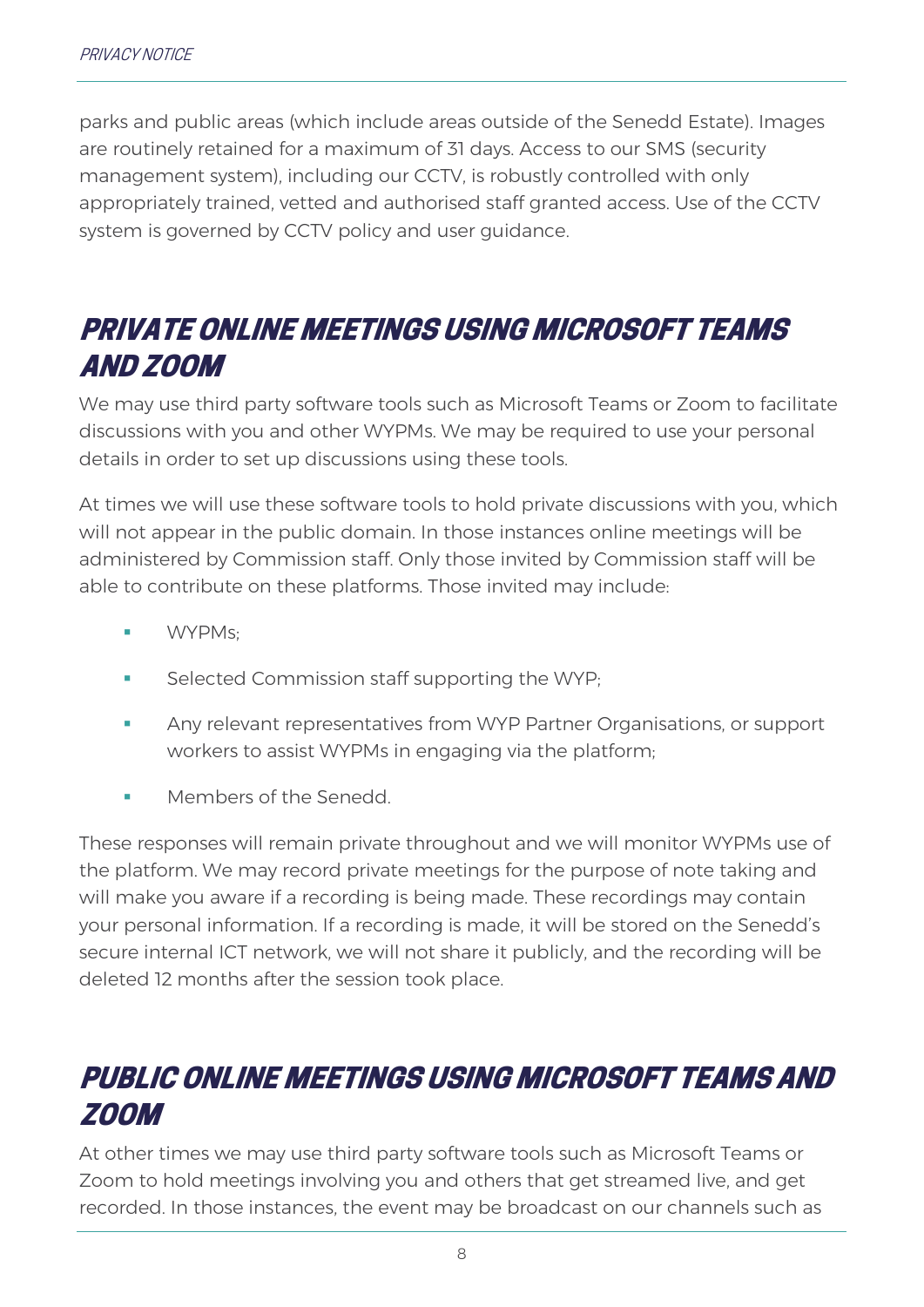parks and public areas (which include areas outside of the Senedd Estate). Images are routinely retained for a maximum of 31 days. Access to our SMS (security management system), including our CCTV, is robustly controlled with only appropriately trained, vetted and authorised staff granted access. Use of the CCTV system is governed by CCTV policy and user guidance.

## PRIVATE ONLINE MEETINGS USING MICROSOFT TEAMS AND ZOOM

We may use third party software tools such as Microsoft Teams or Zoom to facilitate discussions with you and other WYPMs. We may be required to use your personal details in order to set up discussions using these tools.

At times we will use these software tools to hold private discussions with you, which will not appear in the public domain. In those instances online meetings will be administered by Commission staff. Only those invited by Commission staff will be able to contribute on these platforms. Those invited may include:

- WYPMs;
- Selected Commission staff supporting the WYP;
- Any relevant representatives from WYP Partner Organisations, or support workers to assist WYPMs in engaging via the platform;
- Members of the Senedd.

These responses will remain private throughout and we will monitor WYPMs use of the platform. We may record private meetings for the purpose of note taking and will make you aware if a recording is being made. These recordings may contain your personal information. If a recording is made, it will be stored on the Senedd's secure internal ICT network, we will not share it publicly, and the recording will be deleted 12 months after the session took place.

## PUBLIC ONLINE MEETINGS USING MICROSOFT TEAMS AND ZOOM

At other times we may use third party software tools such as Microsoft Teams or Zoom to hold meetings involving you and others that get streamed live, and get recorded. In those instances, the event may be broadcast on our channels such as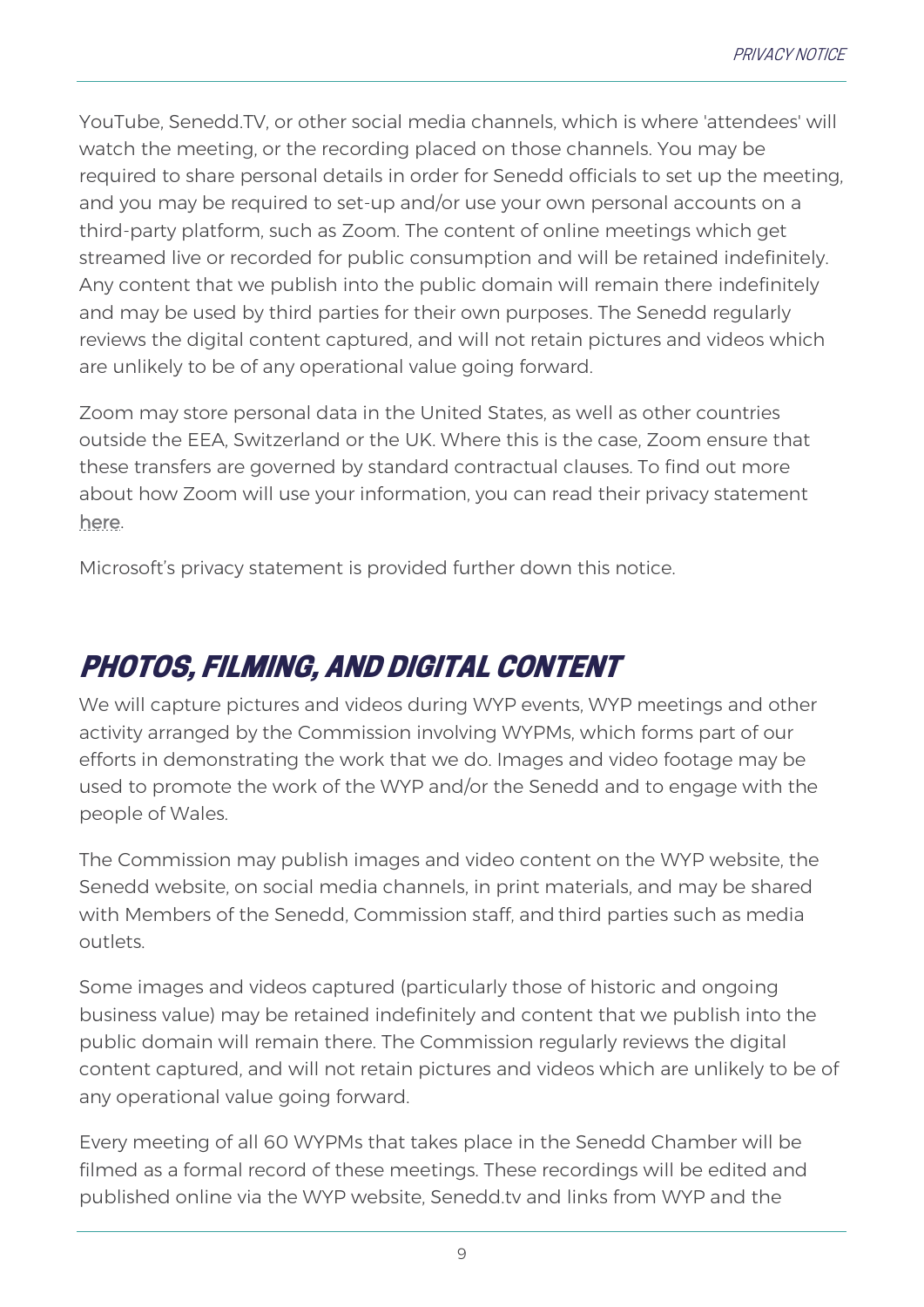YouTube, Senedd.TV, or other social media channels, which is where 'attendees' will watch the meeting, or the recording placed on those channels. You may be required to share personal details in order for Senedd officials to set up the meeting, and you may be required to set-up and/or use your own personal accounts on a third-party platform, such as Zoom. The content of online meetings which get streamed live or recorded for public consumption and will be retained indefinitely. Any content that we publish into the public domain will remain there indefinitely and may be used by third parties for their own purposes. The Senedd regularly reviews the digital content captured, and will not retain pictures and videos which are unlikely to be of any operational value going forward.

Zoom may store personal data in the United States, as well as other countries outside the EEA, Switzerland or the UK. Where this is the case, Zoom ensure that these transfers are governed by standard contractual clauses. To find out more about how Zoom will use your information, you can read their privacy statement here.

Microsoft's privacy statement is provided further down this notice.

## PHOTOS, FILMING, AND DIGITAL CONTENT

We will capture pictures and videos during WYP events, WYP meetings and other activity arranged by the Commission involving WYPMs, which forms part of our efforts in demonstrating the work that we do. Images and video footage may be used to promote the work of the WYP and/or the Senedd and to engage with the people of Wales.

The Commission may publish images and video content on the WYP website, the Senedd website, on social media channels, in print materials, and may be shared with Members of the Senedd, Commission staff, and third parties such as media outlets.

Some images and videos captured (particularly those of historic and ongoing business value) may be retained indefinitely and content that we publish into the public domain will remain there. The Commission regularly reviews the digital content captured, and will not retain pictures and videos which are unlikely to be of any operational value going forward.

Every meeting of all 60 WYPMs that takes place in the Senedd Chamber will be filmed as a formal record of these meetings. These recordings will be edited and published online via the WYP website, Senedd.tv and links from WYP and the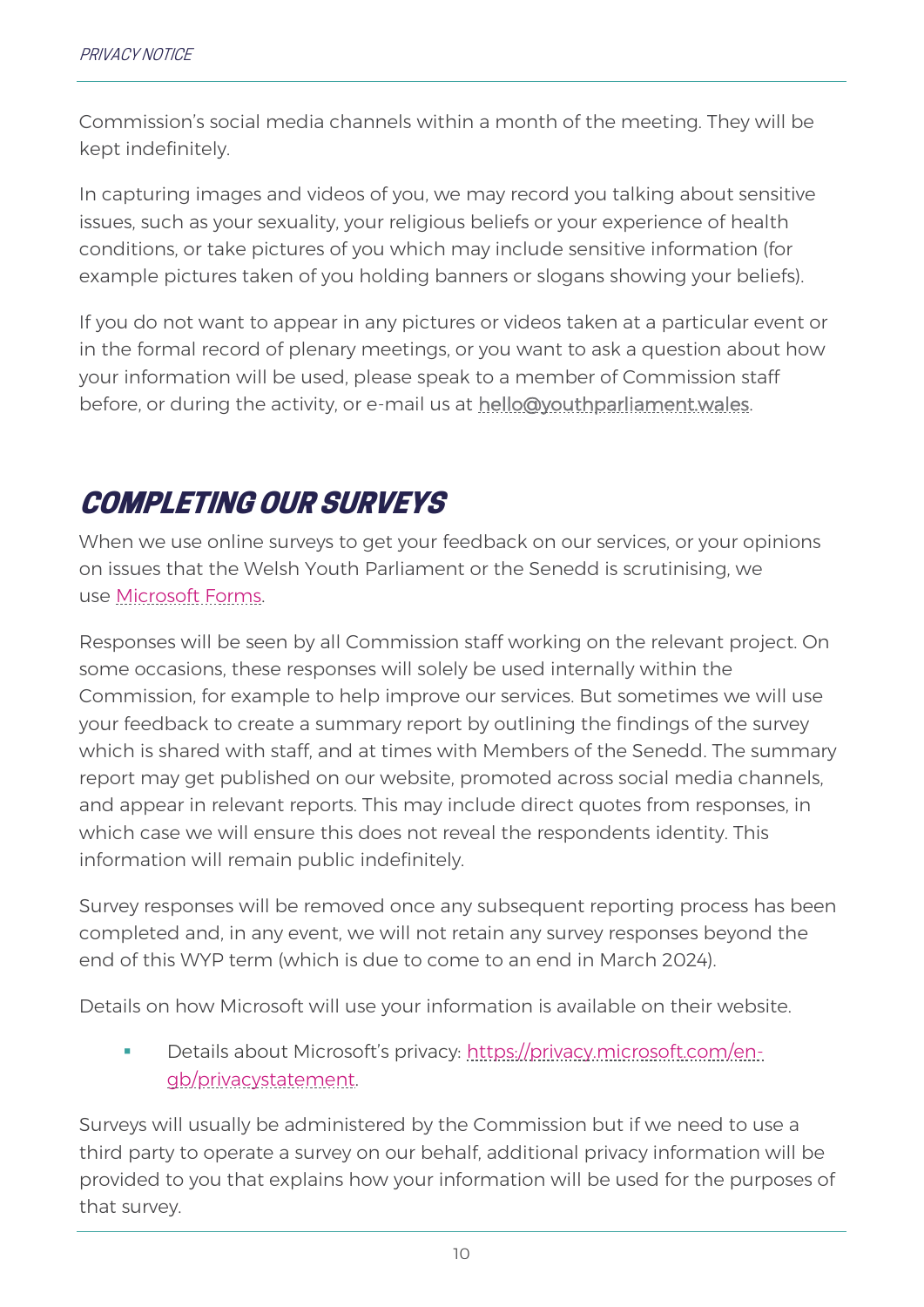Commission's social media channels within a month of the meeting. They will be kept indefinitely.

In capturing images and videos of you, we may record you talking about sensitive issues, such as your sexuality, your religious beliefs or your experience of health conditions, or take pictures of you which may include sensitive information (for example pictures taken of you holding banners or slogans showing your beliefs).

If you do not want to appear in any pictures or videos taken at a particular event or in the formal record of plenary meetings, or you want to ask a question about how your information will be used, please speak to a member of Commission staff before, or during the activity, or e-mail us at hello@youthparliament.wales.

## COMPLETING OUR SURVEYS

When we use online surveys to get your feedback on our services, or your opinions on issues that the Welsh Youth Parliament or the Senedd is scrutinising, we use Microsoft Forms.

Responses will be seen by all Commission staff working on the relevant project. On some occasions, these responses will solely be used internally within the Commission, for example to help improve our services. But sometimes we will use your feedback to create a summary report by outlining the findings of the survey which is shared with staff, and at times with Members of the Senedd. The summary report may get published on our website, promoted across social media channels, and appear in relevant reports. This may include direct quotes from responses, in which case we will ensure this does not reveal the respondents identity. This information will remain public indefinitely.

Survey responses will be removed once any subsequent reporting process has been completed and, in any event, we will not retain any survey responses beyond the end of this WYP term (which is due to come to an end in March 2024).

Details on how Microsoft will use your information is available on their website.

- Details about Microsoft's privacy: https://privacy.microsoft.com/en-gb/privacystatement.

Surveys will usually be administered by the Commission but if we need to use a third party to operate a survey on our behalf, additional privacy information will be provided to you that explains how your information will be used for the purposes of that survey.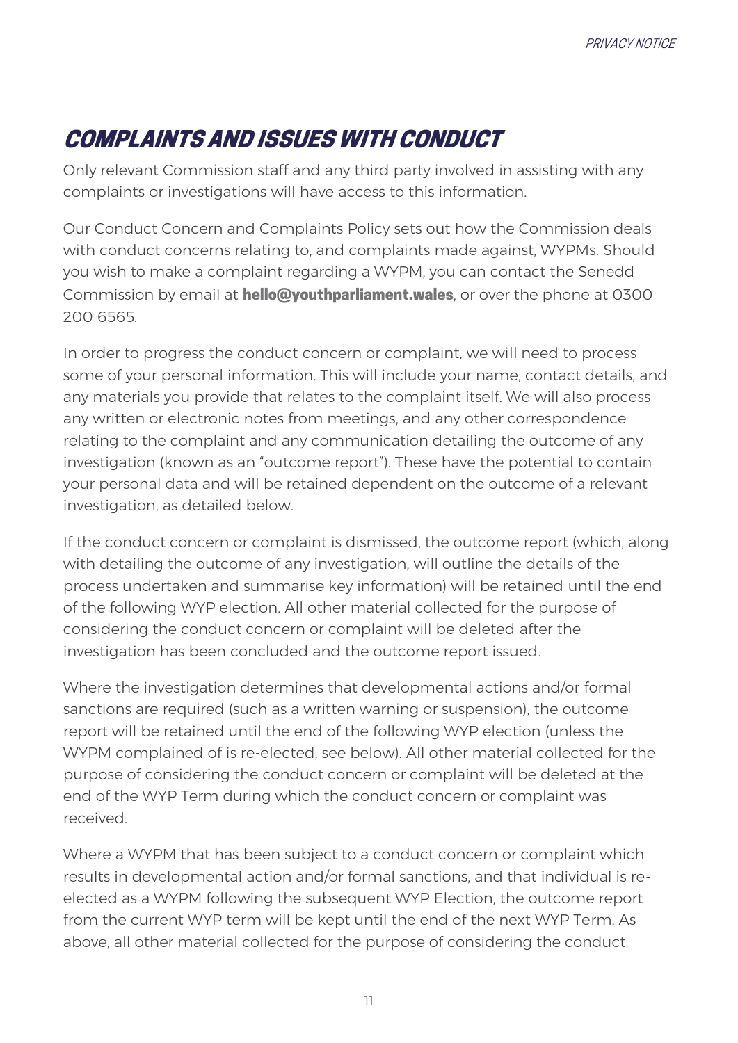## COMPLAINTS AND ISSUES WITH CONDUCT

Only relevant Commission staff and any third party involved in assisting with any complaints or investigations will have access to this information.

Our Conduct Concern and Complaints Policy sets out how the Commission deals with conduct concerns relating to, and complaints made against, WYPMs. Should you wish to make a complaint regarding a WYPM, you can contact the Senedd Commission by email at **hello@youthparliament.wales**, or over the phone at 0300 200 6565.

In order to progress the conduct concern or complaint, we will need to process some of your personal information. This will include your name, contact details, and any materials you provide that relates to the complaint itself. We will also process any written or electronic notes from meetings, and any other correspondence relating to the complaint and any communication detailing the outcome of any investigation (known as an "outcome report"). These have the potential to contain your personal data and will be retained dependent on the outcome of a relevant investigation, as detailed below.

If the conduct concern or complaint is dismissed, the outcome report (which, along with detailing the outcome of any investigation, will outline the details of the process undertaken and summarise key information) will be retained until the end of the following WYP election. All other material collected for the purpose of considering the conduct concern or complaint will be deleted after the investigation has been concluded and the outcome report issued.

Where the investigation determines that developmental actions and/or formal sanctions are required (such as a written warning or suspension), the outcome report will be retained until the end of the following WYP election (unless the WYPM complained of is re-elected, see below). All other material collected for the purpose of considering the conduct concern or complaint will be deleted at the end of the WYP Term during which the conduct concern or complaint was received.

Where a WYPM that has been subject to a conduct concern or complaint which results in developmental action and/or formal sanctions, and that individual is re-elected as a WYPM following the subsequent WYP Election, the outcome report from the current WYP term will be kept until the end of the next WYP Term. As above, all other material collected for the purpose of considering the conduct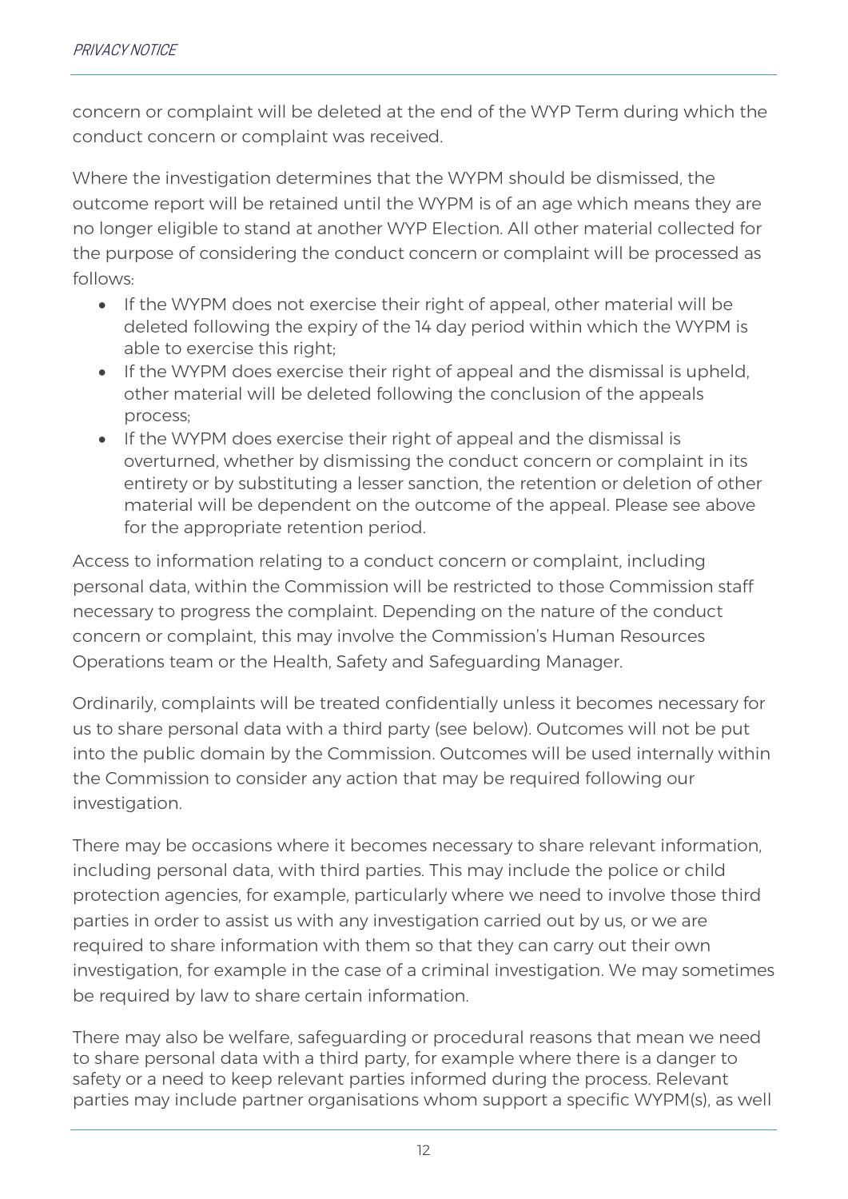concern or complaint will be deleted at the end of the WYP Term during which the conduct concern or complaint was received.

Where the investigation determines that the WYPM should be dismissed, the outcome report will be retained until the WYPM is of an age which means they are no longer eligible to stand at another WYP Election. All other material collected for the purpose of considering the conduct concern or complaint will be processed as follows:

- If the WYPM does not exercise their right of appeal, other material will be deleted following the expiry of the 14 day period within which the WYPM is able to exercise this right;
- If the WYPM does exercise their right of appeal and the dismissal is upheld, other material will be deleted following the conclusion of the appeals process;
- If the WYPM does exercise their right of appeal and the dismissal is overturned, whether by dismissing the conduct concern or complaint in its entirety or by substituting a lesser sanction, the retention or deletion of other material will be dependent on the outcome of the appeal. Please see above for the appropriate retention period.

Access to information relating to a conduct concern or complaint, including personal data, within the Commission will be restricted to those Commission staff necessary to progress the complaint. Depending on the nature of the conduct concern or complaint, this may involve the Commission's Human Resources Operations team or the Health, Safety and Safeguarding Manager.

Ordinarily, complaints will be treated confidentially unless it becomes necessary for us to share personal data with a third party (see below). Outcomes will not be put into the public domain by the Commission. Outcomes will be used internally within the Commission to consider any action that may be required following our investigation.

There may be occasions where it becomes necessary to share relevant information, including personal data, with third parties. This may include the police or child protection agencies, for example, particularly where we need to involve those third parties in order to assist us with any investigation carried out by us, or we are required to share information with them so that they can carry out their own investigation, for example in the case of a criminal investigation. We may sometimes be required by law to share certain information.

There may also be welfare, safeguarding or procedural reasons that mean we need to share personal data with a third party, for example where there is a danger to safety or a need to keep relevant parties informed during the process. Relevant parties may include partner organisations whom support a specific WYPM(s), as well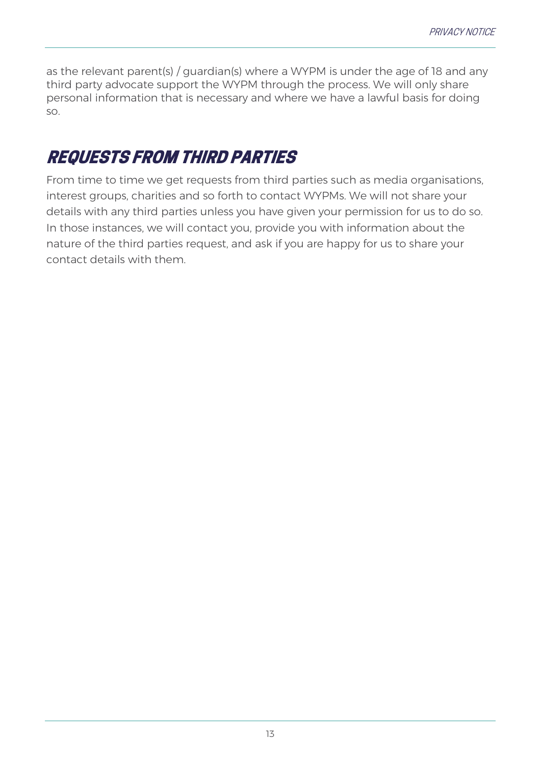as the relevant parent(s) / guardian(s) where a WYPM is under the age of 18 and any third party advocate support the WYPM through the process. We will only share personal information that is necessary and where we have a lawful basis for doing so.

## REQUESTS FROM THIRD PARTIES

From time to time we get requests from third parties such as media organisations, interest groups, charities and so forth to contact WYPMs. We will not share your details with any third parties unless you have given your permission for us to do so. In those instances, we will contact you, provide you with information about the nature of the third parties request, and ask if you are happy for us to share your contact details with them.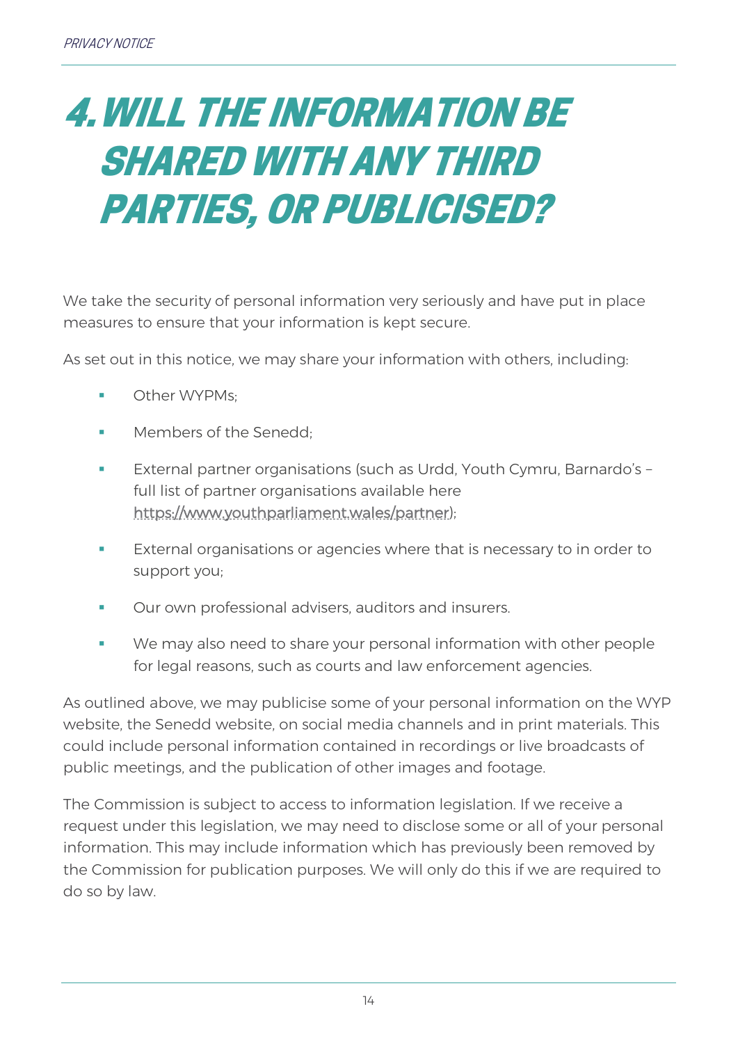# 4. WILL THE INFORMATION BE SHARED WITH ANY THIRD PARTIES, OR PUBLICISED?

We take the security of personal information very seriously and have put in place measures to ensure that your information is kept secure.

As set out in this notice, we may share your information with others, including:

- Other WYPMs;
- Members of the Senedd;
- External partner organisations (such as Urdd, Youth Cymru, Barnardo's – full list of partner organisations available here https://www.youthparliament.wales/partner);
- External organisations or agencies where that is necessary to in order to support you;
- Our own professional advisers, auditors and insurers.
- We may also need to share your personal information with other people for legal reasons, such as courts and law enforcement agencies.

As outlined above, we may publicise some of your personal information on the WYP website, the Senedd website, on social media channels and in print materials. This could include personal information contained in recordings or live broadcasts of public meetings, and the publication of other images and footage.

The Commission is subject to access to information legislation. If we receive a request under this legislation, we may need to disclose some or all of your personal information. This may include information which has previously been removed by the Commission for publication purposes. We will only do this if we are required to do so by law.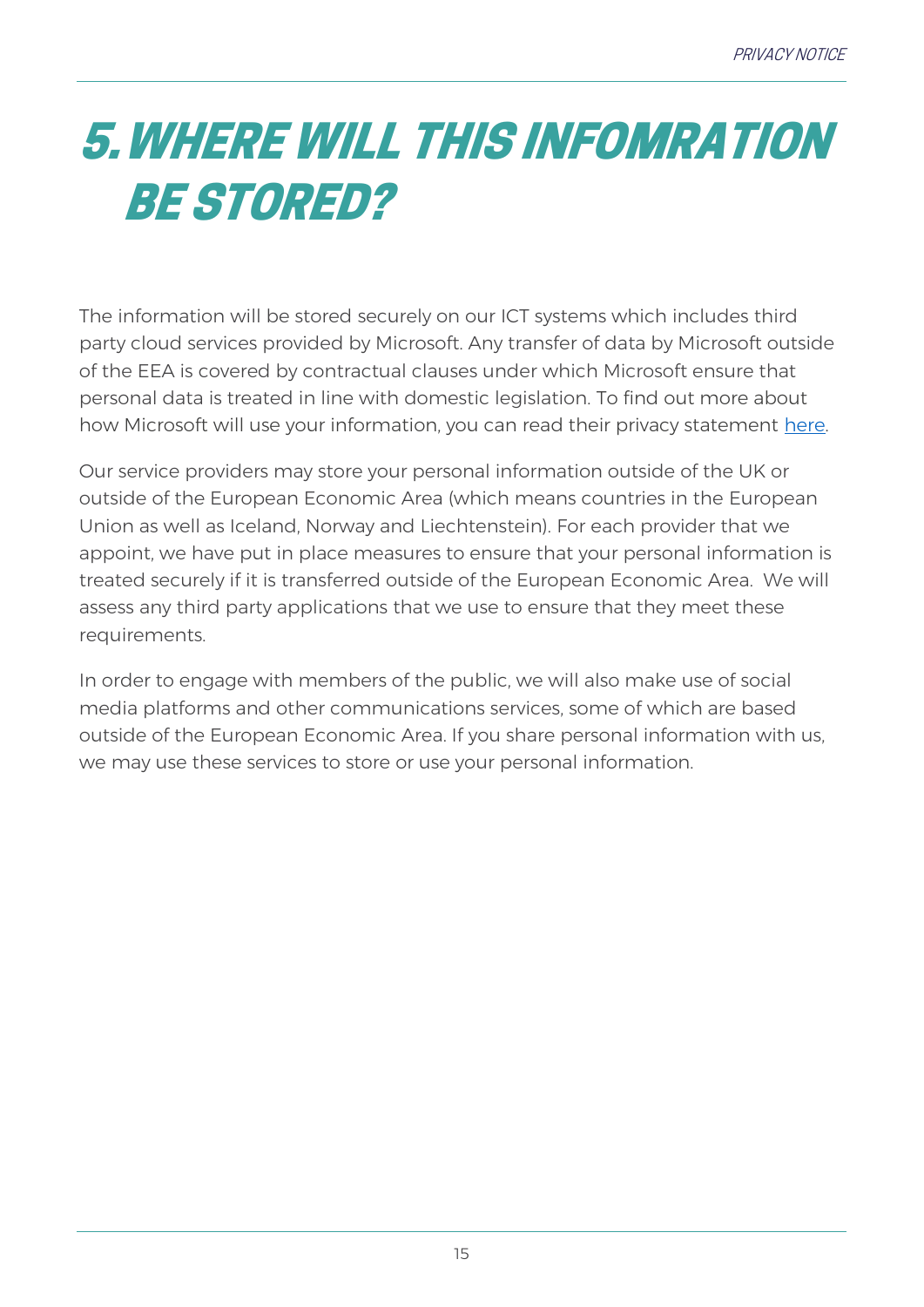# 5. WHERE WILL THIS INFOMRATION BE STORED?

The information will be stored securely on our ICT systems which includes third party cloud services provided by Microsoft. Any transfer of data by Microsoft outside of the EEA is covered by contractual clauses under which Microsoft ensure that personal data is treated in line with domestic legislation. To find out more about how Microsoft will use your information, you can read their privacy statement here.

Our service providers may store your personal information outside of the UK or outside of the European Economic Area (which means countries in the European Union as well as Iceland, Norway and Liechtenstein). For each provider that we appoint, we have put in place measures to ensure that your personal information is treated securely if it is transferred outside of the European Economic Area. We will assess any third party applications that we use to ensure that they meet these requirements.

In order to engage with members of the public, we will also make use of social media platforms and other communications services, some of which are based outside of the European Economic Area. If you share personal information with us, we may use these services to store or use your personal information.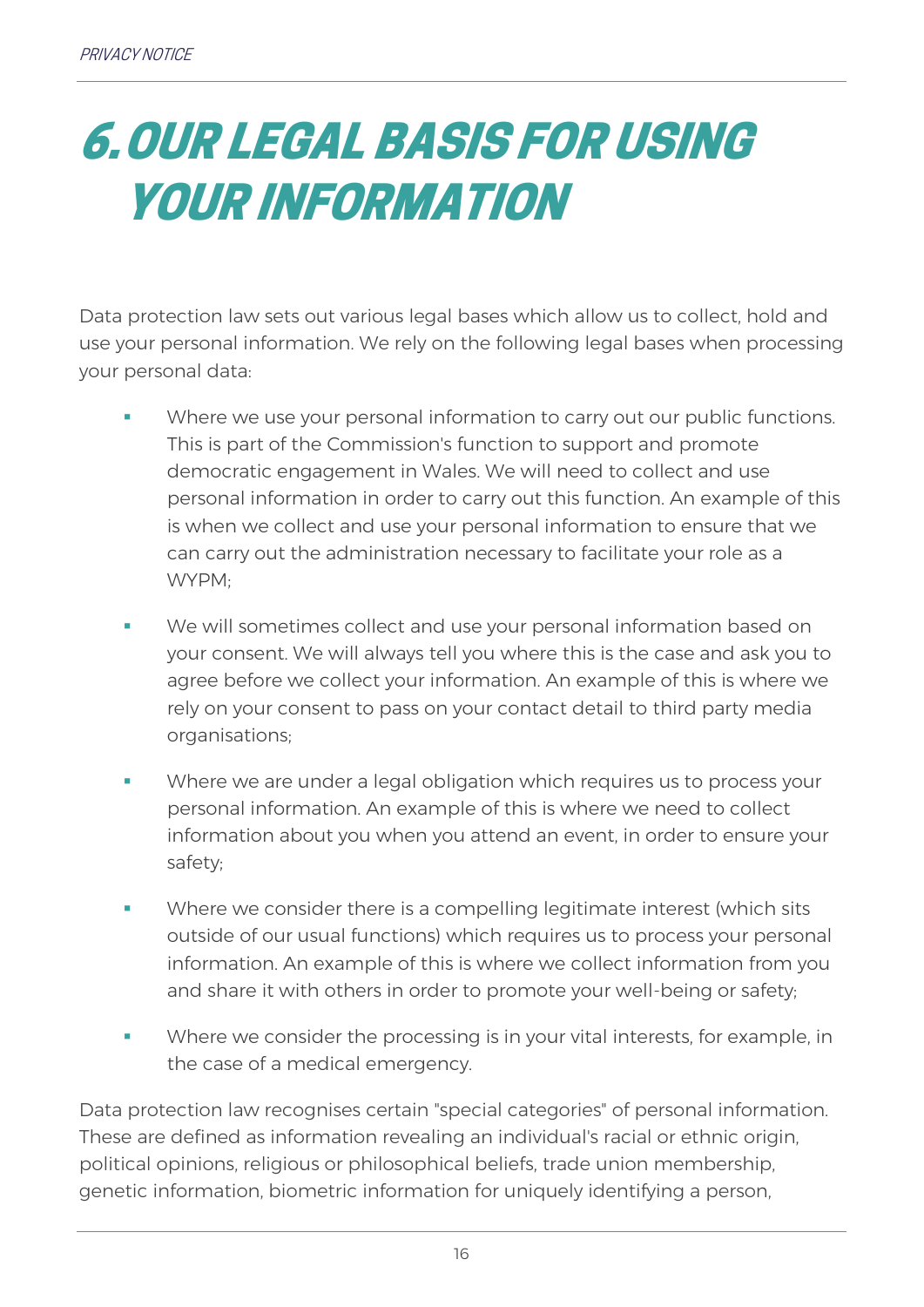# 6. OUR LEGAL BASIS FOR USING YOUR INFORMATION

Data protection law sets out various legal bases which allow us to collect, hold and use your personal information. We rely on the following legal bases when processing your personal data:

- Where we use your personal information to carry out our public functions. This is part of the Commission's function to support and promote democratic engagement in Wales. We will need to collect and use personal information in order to carry out this function. An example of this is when we collect and use your personal information to ensure that we can carry out the administration necessary to facilitate your role as a WYPM;
- We will sometimes collect and use your personal information based on your consent. We will always tell you where this is the case and ask you to agree before we collect your information. An example of this is where we rely on your consent to pass on your contact detail to third party media organisations;
- Where we are under a legal obligation which requires us to process your personal information. An example of this is where we need to collect information about you when you attend an event, in order to ensure your safety;
- Where we consider there is a compelling legitimate interest (which sits outside of our usual functions) which requires us to process your personal information. An example of this is where we collect information from you and share it with others in order to promote your well-being or safety;
- Where we consider the processing is in your vital interests, for example, in the case of a medical emergency.

Data protection law recognises certain "special categories" of personal information. These are defined as information revealing an individual's racial or ethnic origin, political opinions, religious or philosophical beliefs, trade union membership, genetic information, biometric information for uniquely identifying a person,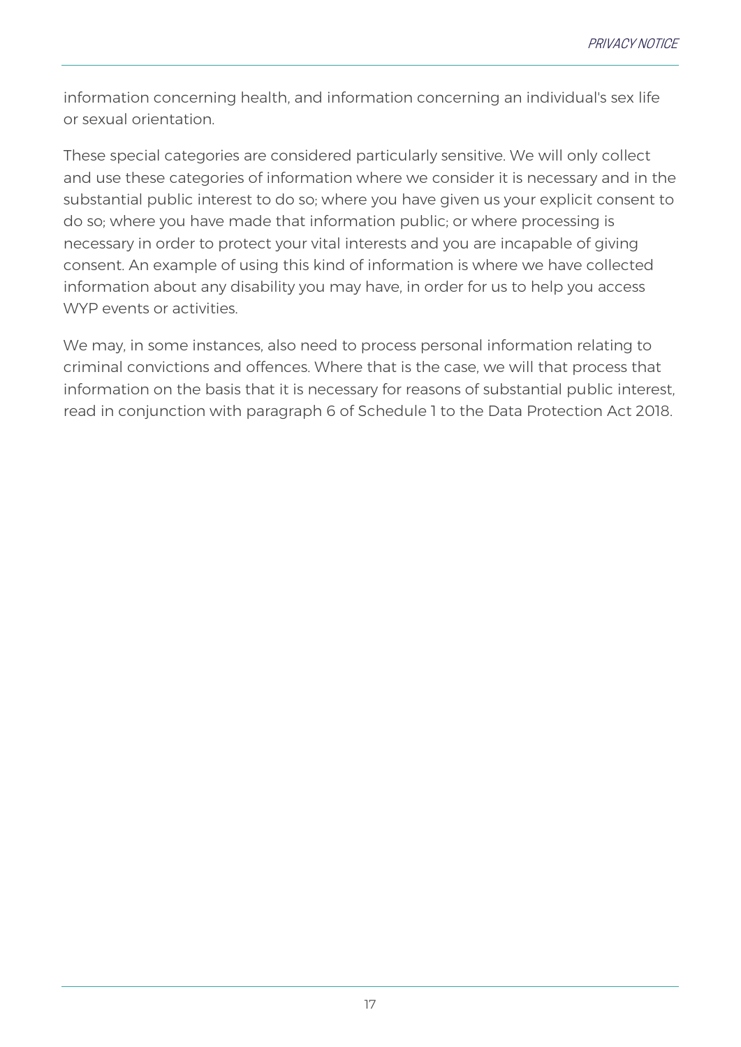information concerning health, and information concerning an individual's sex life or sexual orientation.

These special categories are considered particularly sensitive. We will only collect and use these categories of information where we consider it is necessary and in the substantial public interest to do so; where you have given us your explicit consent to do so; where you have made that information public; or where processing is necessary in order to protect your vital interests and you are incapable of giving consent. An example of using this kind of information is where we have collected information about any disability you may have, in order for us to help you access WYP events or activities.

We may, in some instances, also need to process personal information relating to criminal convictions and offences. Where that is the case, we will that process that information on the basis that it is necessary for reasons of substantial public interest, read in conjunction with paragraph 6 of Schedule 1 to the Data Protection Act 2018.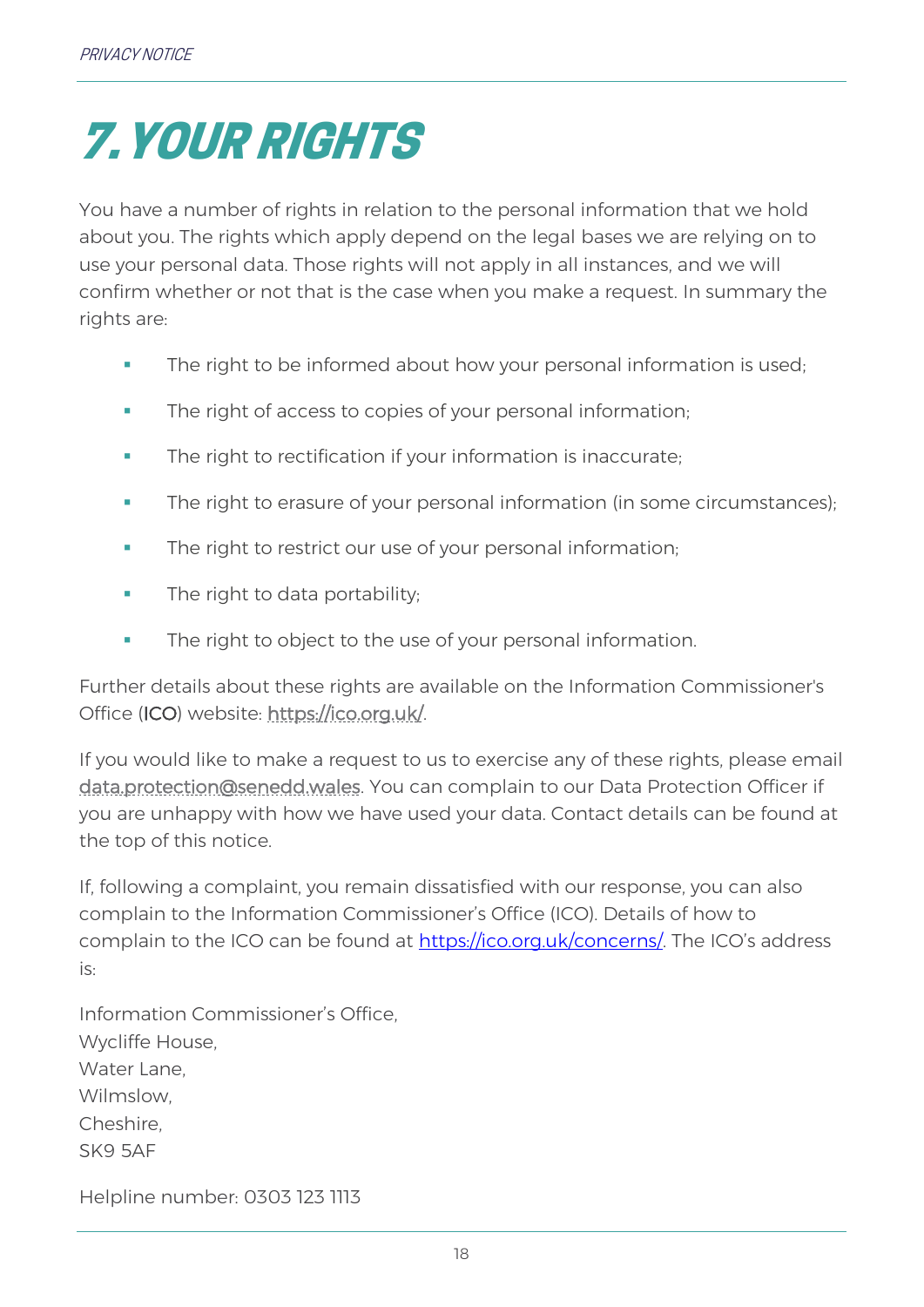# 7. YOUR RIGHTS

You have a number of rights in relation to the personal information that we hold about you. The rights which apply depend on the legal bases we are relying on to use your personal data. Those rights will not apply in all instances, and we will confirm whether or not that is the case when you make a request. In summary the rights are:

- The right to be informed about how your personal information is used;
- The right of access to copies of your personal information;
- The right to rectification if your information is inaccurate;
- The right to erasure of your personal information (in some circumstances);
- The right to restrict our use of your personal information;
- The right to data portability;
- The right to object to the use of your personal information.

Further details about these rights are available on the Information Commissioner's Office (ICO) website: https://ico.org.uk/.

If you would like to make a request to us to exercise any of these rights, please email data.protection@senedd.wales. You can complain to our Data Protection Officer if you are unhappy with how we have used your data. Contact details can be found at the top of this notice.

If, following a complaint, you remain dissatisfied with our response, you can also complain to the Information Commissioner's Office (ICO). Details of how to complain to the ICO can be found at https://ico.org.uk/concerns/. The ICO's address is:

Information Commissioner's Office,
Wycliffe House,
Water Lane,
Wilmslow,
Cheshire,
SK9 5AF

Helpline number: 0303 123 1113